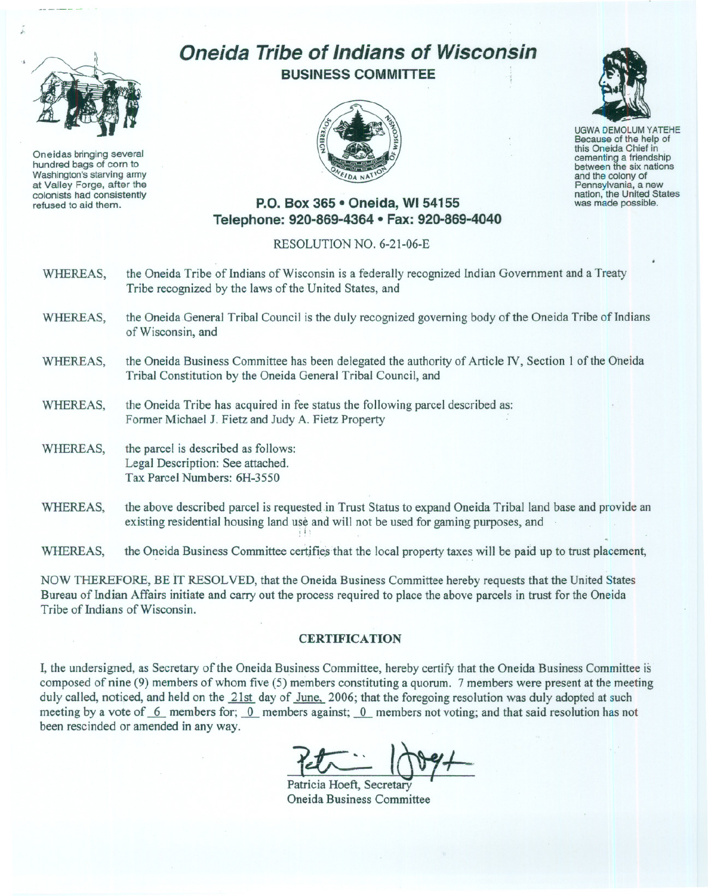# Oneida Tribe of Indians of Wisconsin

## BUSINESS COMMITTEE

Oneidas bringing several hundred bags of corn to Washington's starving army at Valley Forge, after the colonists had consistently refused to aid them.

UGWA DEMOLUM YATEHE
Because of the help of this Oneida Chief in cementing a friendship between the six nations and the colony of Pennsylvania, a new nation, the United States was made possible.

**P.O. Box 365 • Oneida, WI 54155**
**Telephone: 920-869-4364 • Fax: 920-869-4040**

RESOLUTION NO. 6-21-06-E

WHEREAS, the Oneida Tribe of Indians of Wisconsin is a federally recognized Indian Government and a Treaty Tribe recognized by the laws of the United States, and

WHEREAS, the Oneida General Tribal Council is the duly recognized governing body of the Oneida Tribe of Indians of Wisconsin, and

WHEREAS, the Oneida Business Committee has been delegated the authority of Article IV, Section 1 of the Oneida Tribal Constitution by the Oneida General Tribal Council, and

WHEREAS, the Oneida Tribe has acquired in fee status the following parcel described as:
Former Michael J. Fietz and Judy A. Fietz Property

WHEREAS, the parcel is described as follows:
Legal Description: See attached.
Tax Parcel Numbers: 6H-3550

WHEREAS, the above described parcel is requested in Trust Status to expand Oneida Tribal land base and provide an existing residential housing land use and will not be used for gaming purposes, and

WHEREAS, the Oneida Business Committee certifies that the local property taxes will be paid up to trust placement,

NOW THEREFORE, BE IT RESOLVED, that the Oneida Business Committee hereby requests that the United States Bureau of Indian Affairs initiate and carry out the process required to place the above parcels in trust for the Oneida Tribe of Indians of Wisconsin.

### CERTIFICATION

I, the undersigned, as Secretary of the Oneida Business Committee, hereby certify that the Oneida Business Committee is composed of nine (9) members of whom five (5) members constituting a quorum. 7 members were present at the meeting duly called, noticed, and held on the 21st day of June, 2006; that the foregoing resolution was duly adopted at such meeting by a vote of 6 members for; 0 members against; 0 members not voting; and that said resolution has not been rescinded or amended in any way.

Patricia Hoeft, Secretary
Oneida Business Committee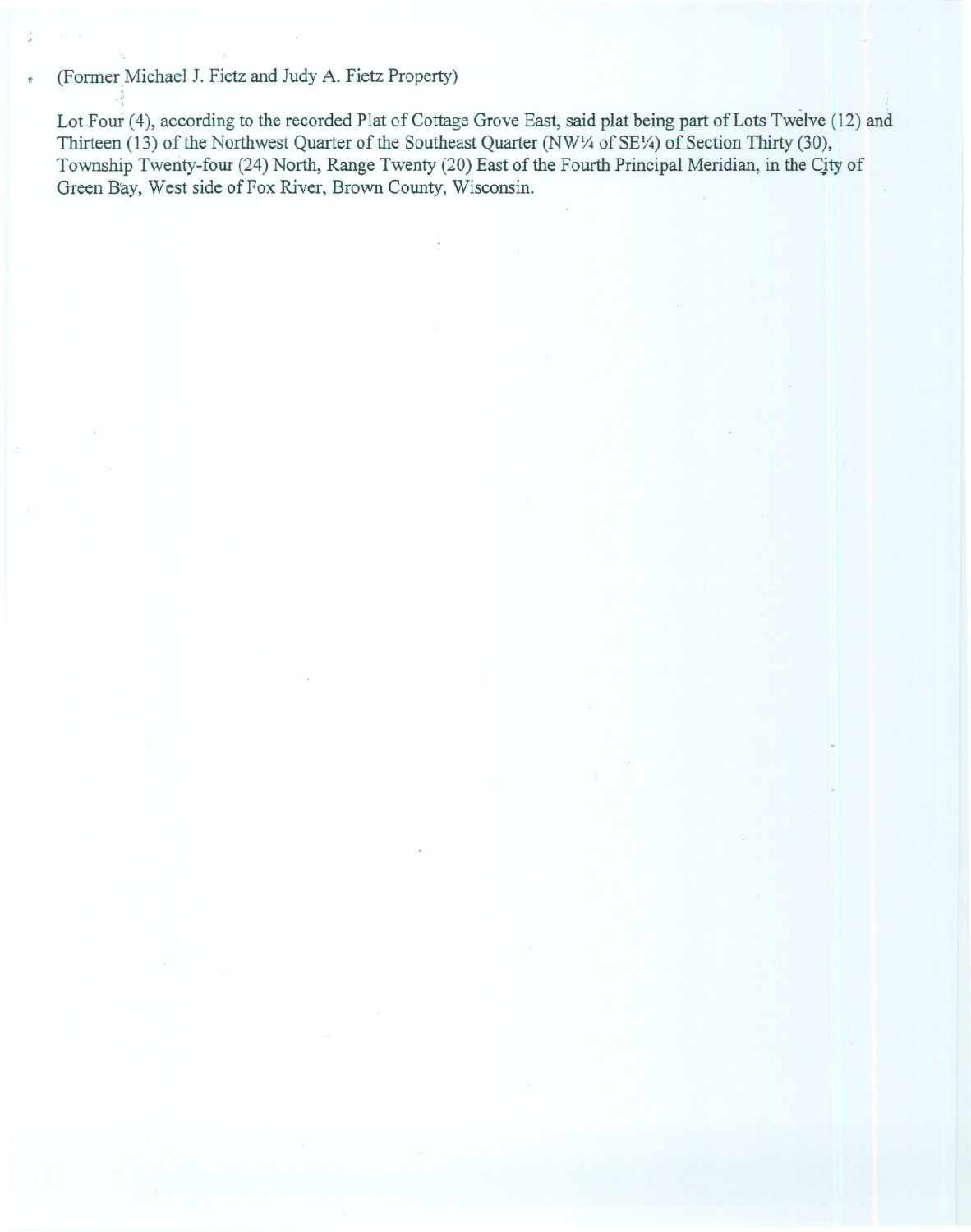(Former Michael J. Fietz and Judy A. Fietz Property)

Lot Four (4), according to the recorded Plat of Cottage Grove East, said plat being part of Lots Twelve (12) and Thirteen (13) of the Northwest Quarter of the Southeast Quarter (NW¼ of SE¼) of Section Thirty (30), Township Twenty-four (24) North, Range Twenty (20) East of the Fourth Principal Meridian, in the City of Green Bay, West side of Fox River, Brown County, Wisconsin.